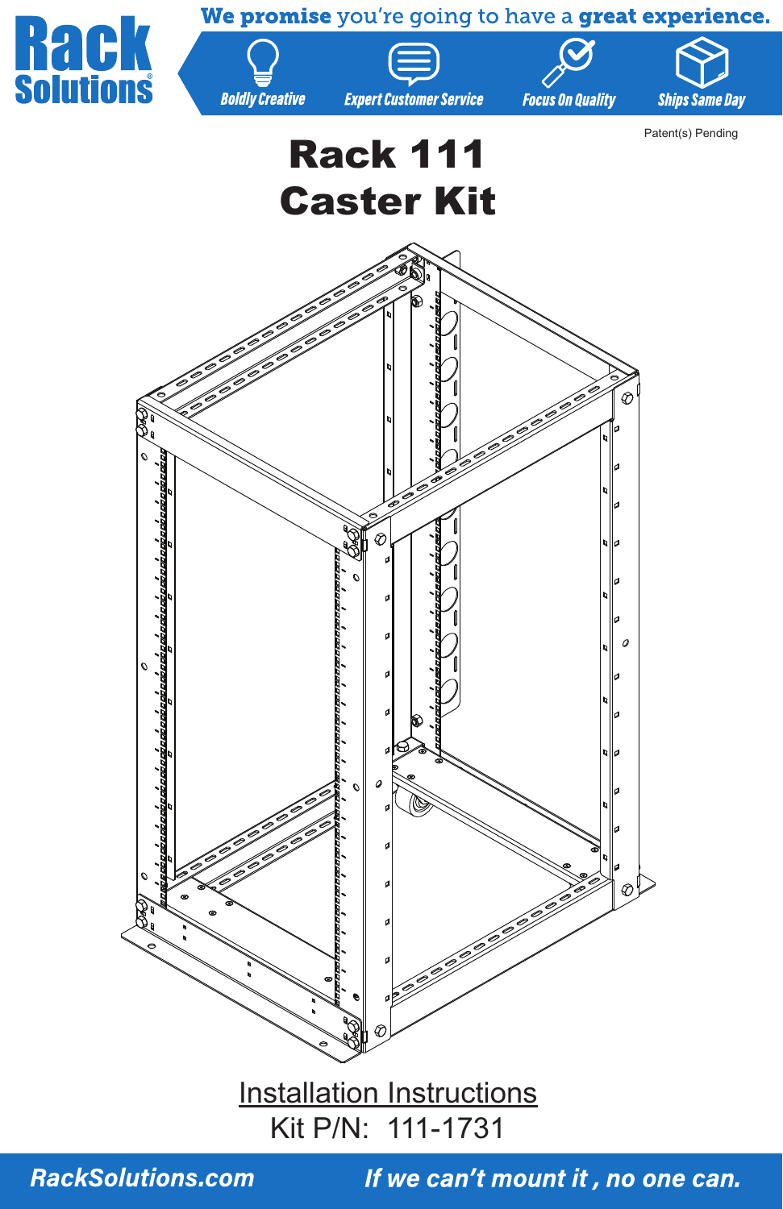Rack Solutions

We promise you're going to have a great experience.

Boldly Creative | Expert Customer Service | Focus On Quality | Ships Same Day

Patent(s) Pending

# Rack 111
# Caster Kit

Installation Instructions

Kit P/N: 111-1731

RackSolutions.com

*If we can't mount it , no one can.*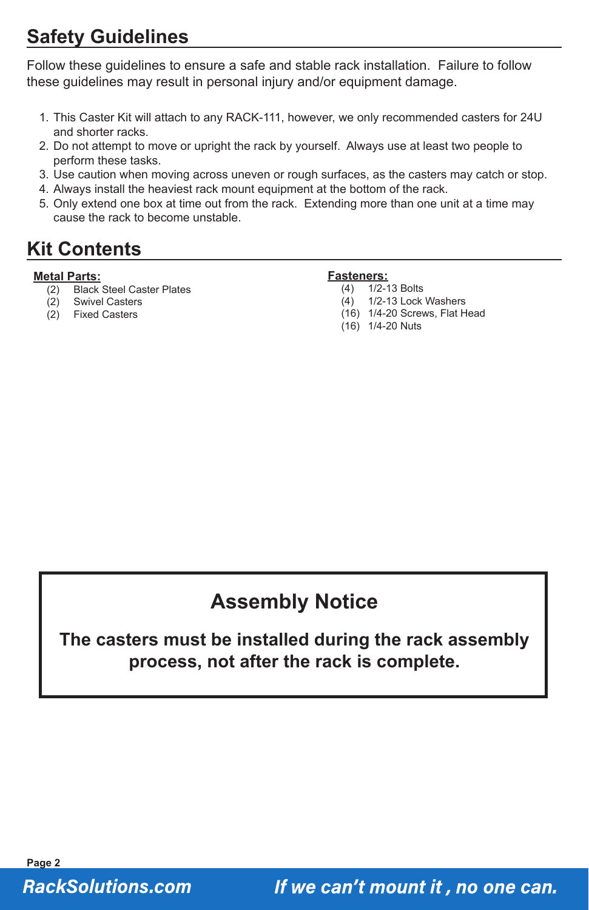## Safety Guidelines

Follow these guidelines to ensure a safe and stable rack installation. Failure to follow these guidelines may result in personal injury and/or equipment damage.

1. This Caster Kit will attach to any RACK-111, however, we only recommended casters for 24U and shorter racks.
2. Do not attempt to move or upright the rack by yourself. Always use at least two people to perform these tasks.
3. Use caution when moving across uneven or rough surfaces, as the casters may catch or stop.
4. Always install the heaviest rack mount equipment at the bottom of the rack.
5. Only extend one box at time out from the rack. Extending more than one unit at a time may cause the rack to become unstable.

## Kit Contents

**Metal Parts:**

- (2) Black Steel Caster Plates
- (2) Swivel Casters
- (2) Fixed Casters

**Fasteners:**

- (4) 1/2-13 Bolts
- (4) 1/2-13 Lock Washers
- (16) 1/4-20 Screws, Flat Head
- (16) 1/4-20 Nuts

### Assembly Notice

**The casters must be installed during the rack assembly process, not after the rack is complete.**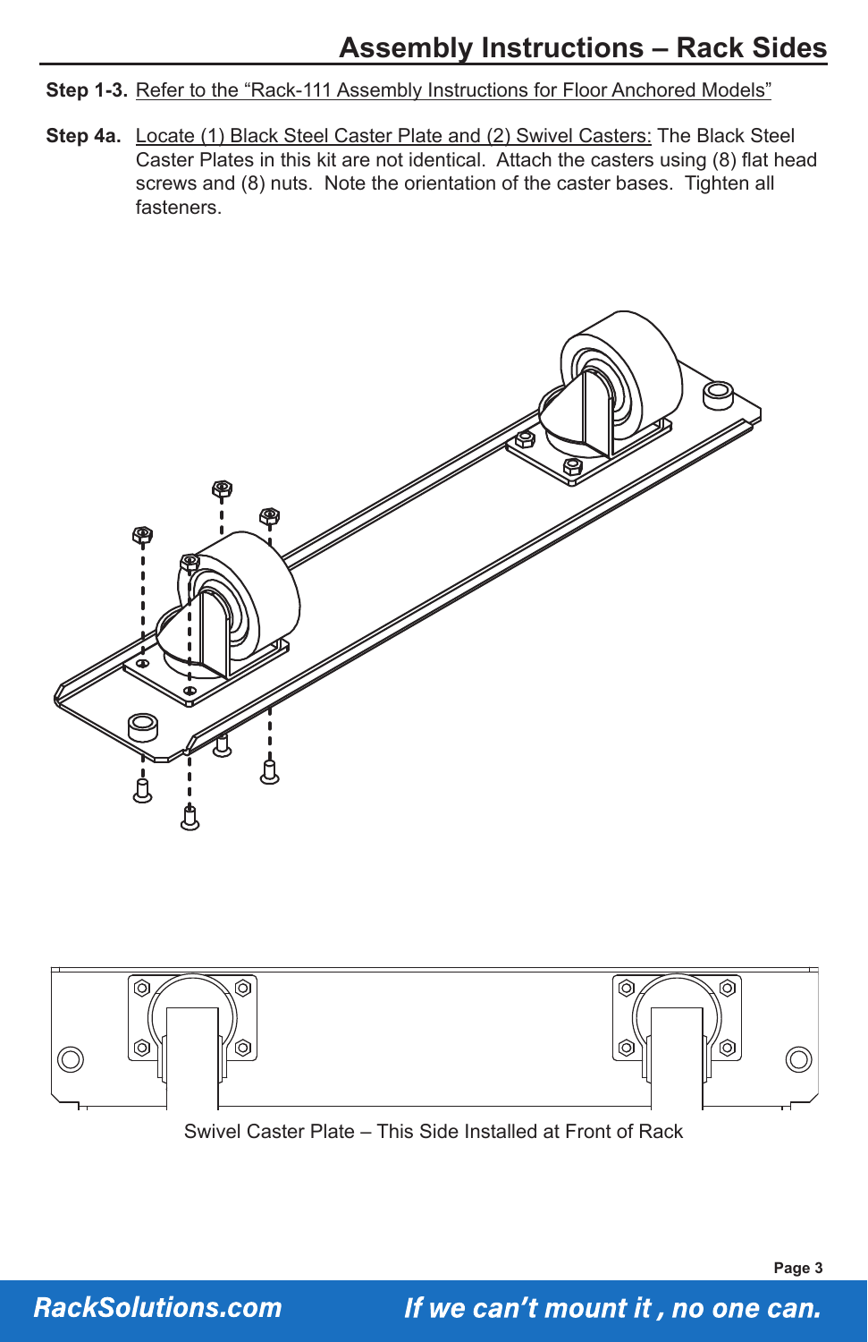# Assembly Instructions – Rack Sides

**Step 1-3.** Refer to the "Rack-111 Assembly Instructions for Floor Anchored Models"

**Step 4a.** Locate (1) Black Steel Caster Plate and (2) Swivel Casters: The Black Steel Caster Plates in this kit are not identical. Attach the casters using (8) flat head screws and (8) nuts. Note the orientation of the caster bases. Tighten all fasteners.

Swivel Caster Plate – This Side Installed at Front of Rack

*RackSolutions.com* — *If we can't mount it , no one can.*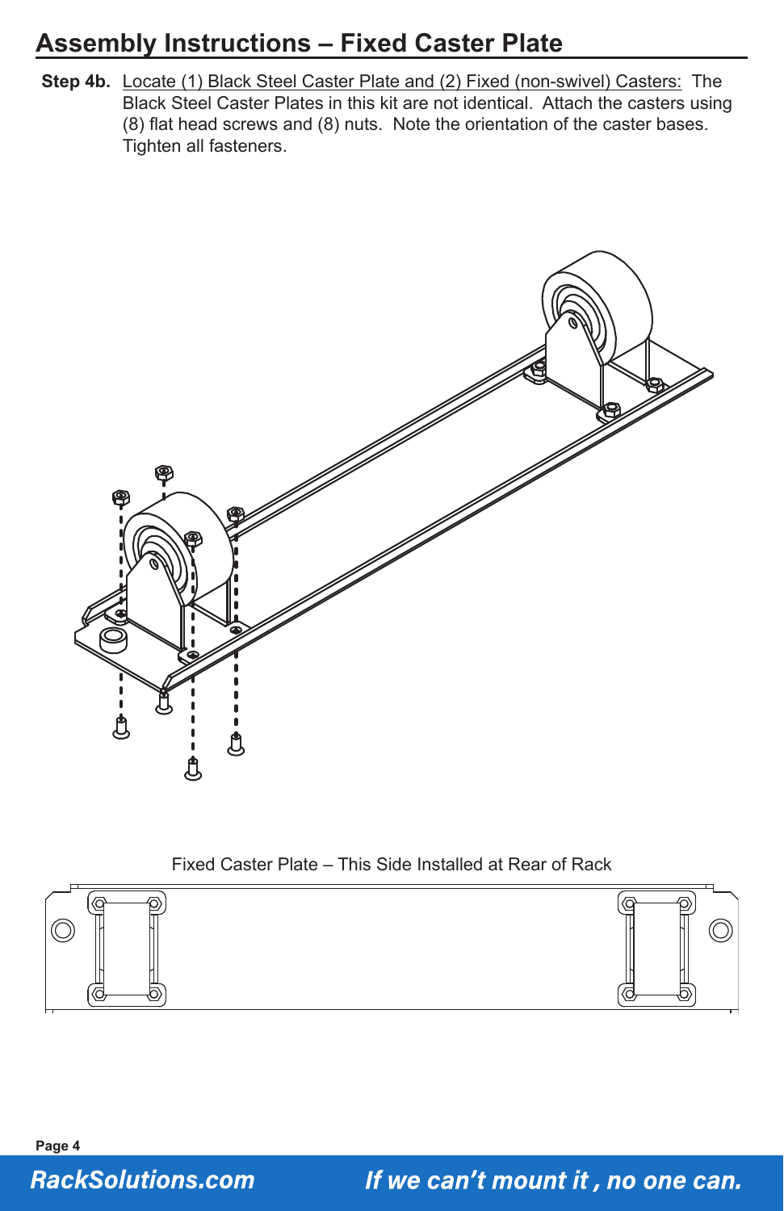## Assembly Instructions – Fixed Caster Plate

**Step 4b.** Locate (1) Black Steel Caster Plate and (2) Fixed (non-swivel) Casters: The Black Steel Caster Plates in this kit are not identical. Attach the casters using (8) flat head screws and (8) nuts. Note the orientation of the caster bases. Tighten all fasteners.

Fixed Caster Plate – This Side Installed at Rear of Rack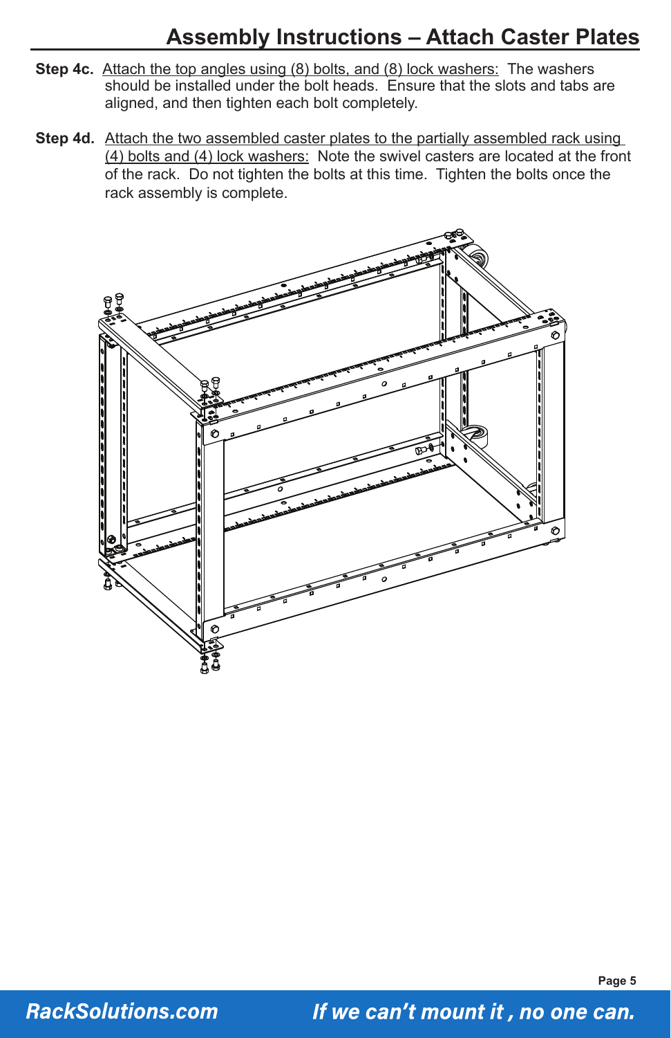# Assembly Instructions – Attach Caster Plates

**Step 4c.** Attach the top angles using (8) bolts, and (8) lock washers: The washers should be installed under the bolt heads. Ensure that the slots and tabs are aligned, and then tighten each bolt completely.

**Step 4d.** Attach the two assembled caster plates to the partially assembled rack using (4) bolts and (4) lock washers: Note the swivel casters are located at the front of the rack. Do not tighten the bolts at this time. Tighten the bolts once the rack assembly is complete.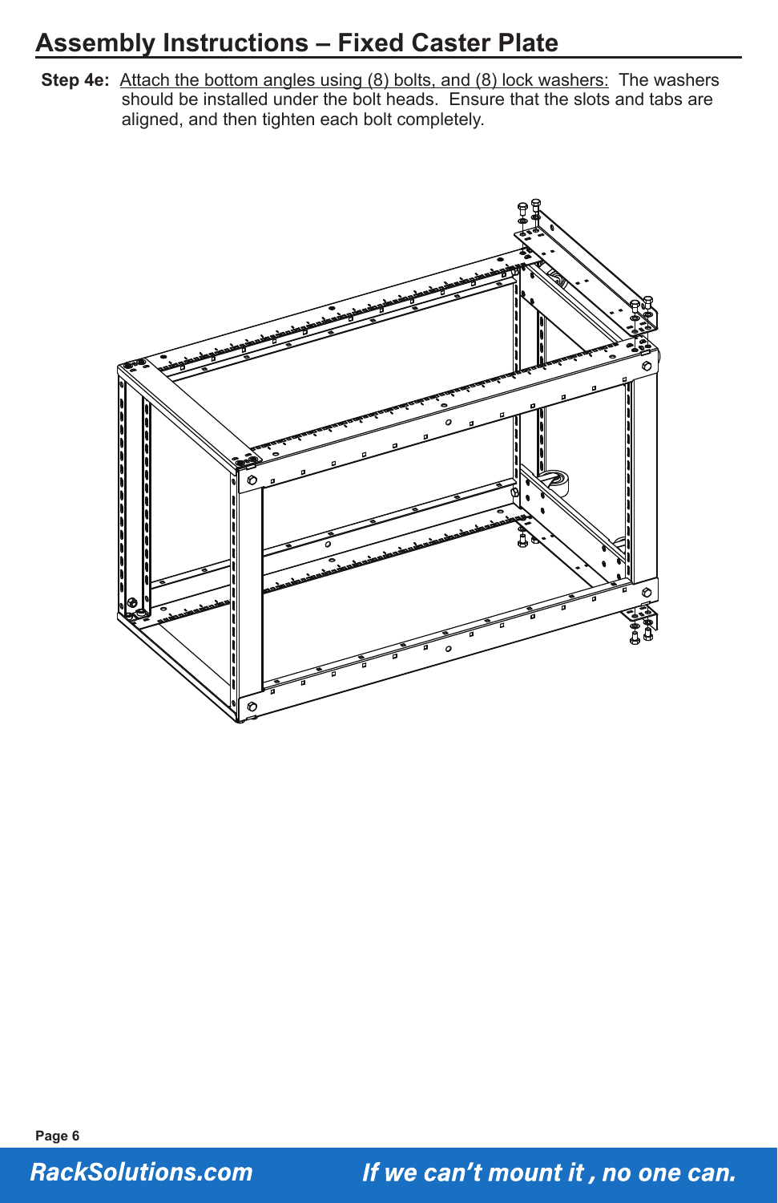# Assembly Instructions – Fixed Caster Plate

**Step 4e:** Attach the bottom angles using (8) bolts, and (8) lock washers: The washers should be installed under the bolt heads. Ensure that the slots and tabs are aligned, and then tighten each bolt completely.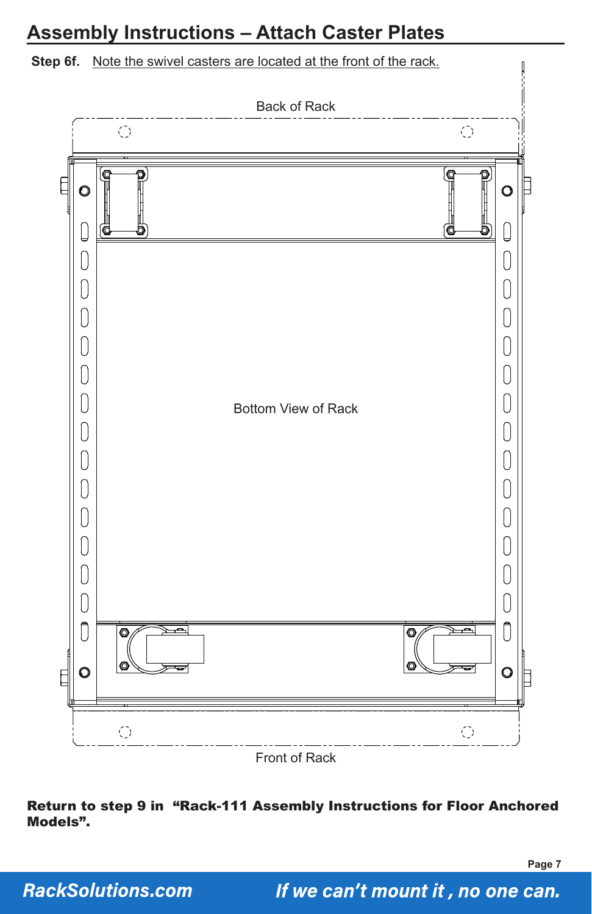# Assembly Instructions – Attach Caster Plates

**Step 6f.** Note the swivel casters are located at the front of the rack.

Back of Rack

Bottom View of Rack

Front of Rack

**Return to step 9 in "Rack-111 Assembly Instructions for Floor Anchored Models".**

*RackSolutions.com* *If we can't mount it , no one can.*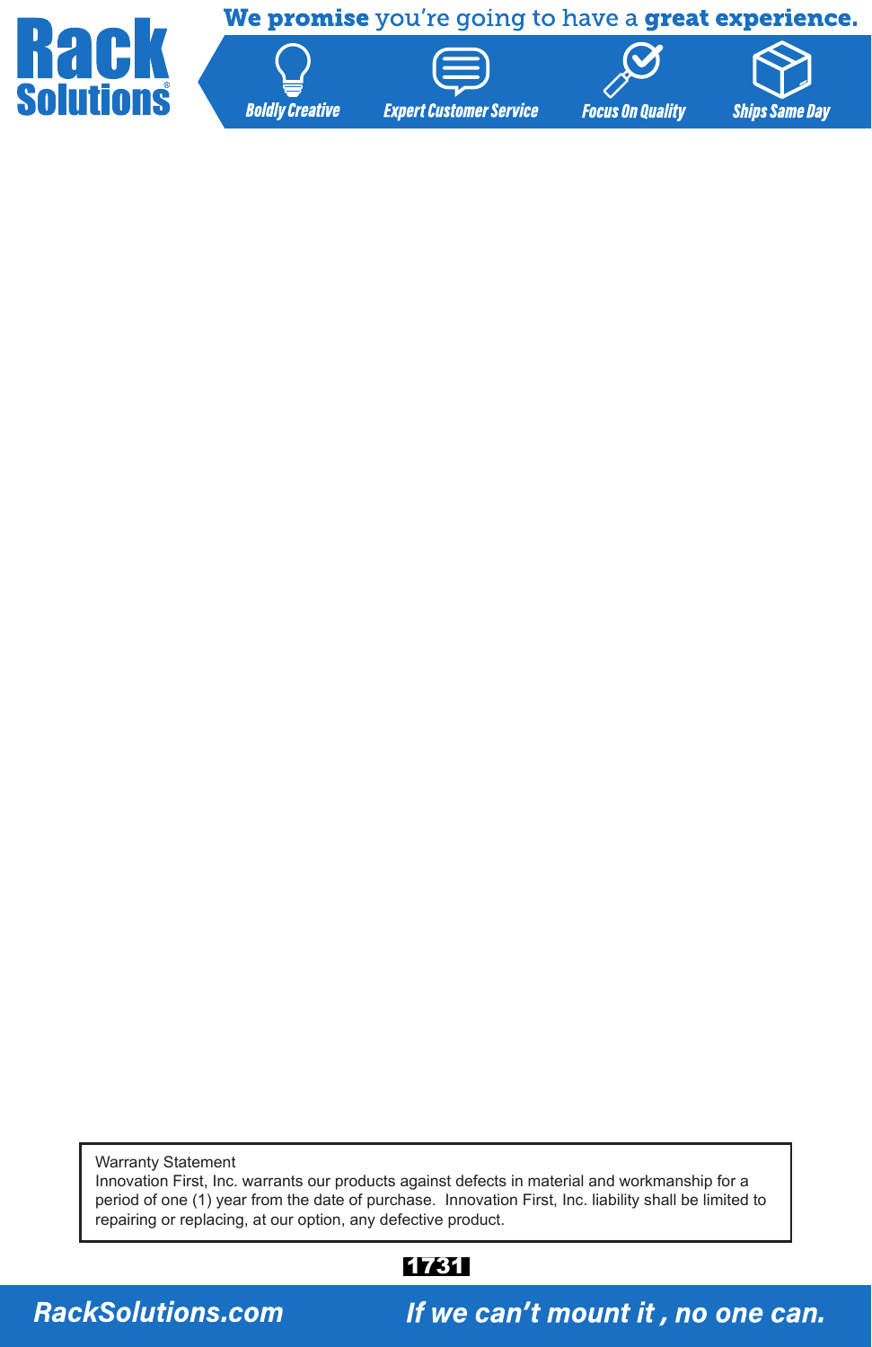Rack Solutions

We promise you're going to have a great experience.

Boldly Creative | Expert Customer Service | Focus On Quality | Ships Same Day

Warranty Statement
Innovation First, Inc. warrants our products against defects in material and workmanship for a period of one (1) year from the date of purchase. Innovation First, Inc. liability shall be limited to repairing or replacing, at our option, any defective product.

1731

RackSolutions.com

If we can't mount it , no one can.